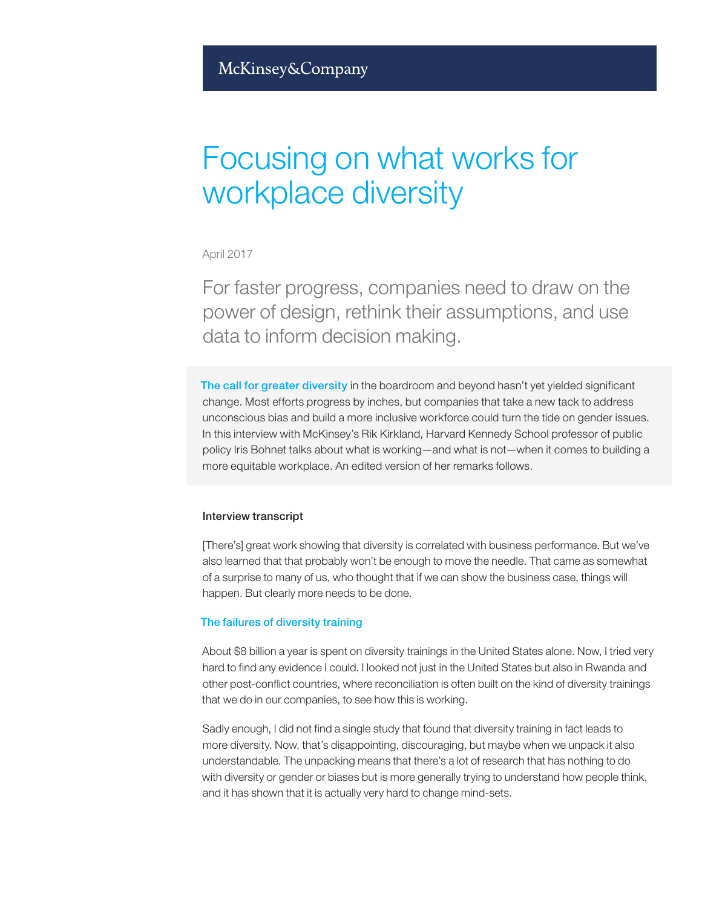McKinsey&Company

# Focusing on what works for workplace diversity

April 2017

For faster progress, companies need to draw on the power of design, rethink their assumptions, and use data to inform decision making.

The call for greater diversity in the boardroom and beyond hasn't yet yielded significant change. Most efforts progress by inches, but companies that take a new tack to address unconscious bias and build a more inclusive workforce could turn the tide on gender issues. In this interview with McKinsey's Rik Kirkland, Harvard Kennedy School professor of public policy Iris Bohnet talks about what is working—and what is not—when it comes to building a more equitable workplace. An edited version of her remarks follows.

**Interview transcript**

[There's] great work showing that diversity is correlated with business performance. But we've also learned that that probably won't be enough to move the needle. That came as somewhat of a surprise to many of us, who thought that if we can show the business case, things will happen. But clearly more needs to be done.

## The failures of diversity training

About $8 billion a year is spent on diversity trainings in the United States alone. Now, I tried very hard to find any evidence I could. I looked not just in the United States but also in Rwanda and other post-conflict countries, where reconciliation is often built on the kind of diversity trainings that we do in our companies, to see how this is working.

Sadly enough, I did not find a single study that found that diversity training in fact leads to more diversity. Now, that's disappointing, discouraging, but maybe when we unpack it also understandable. The unpacking means that there's a lot of research that has nothing to do with diversity or gender or biases but is more generally trying to understand how people think, and it has shown that it is actually very hard to change mind-sets.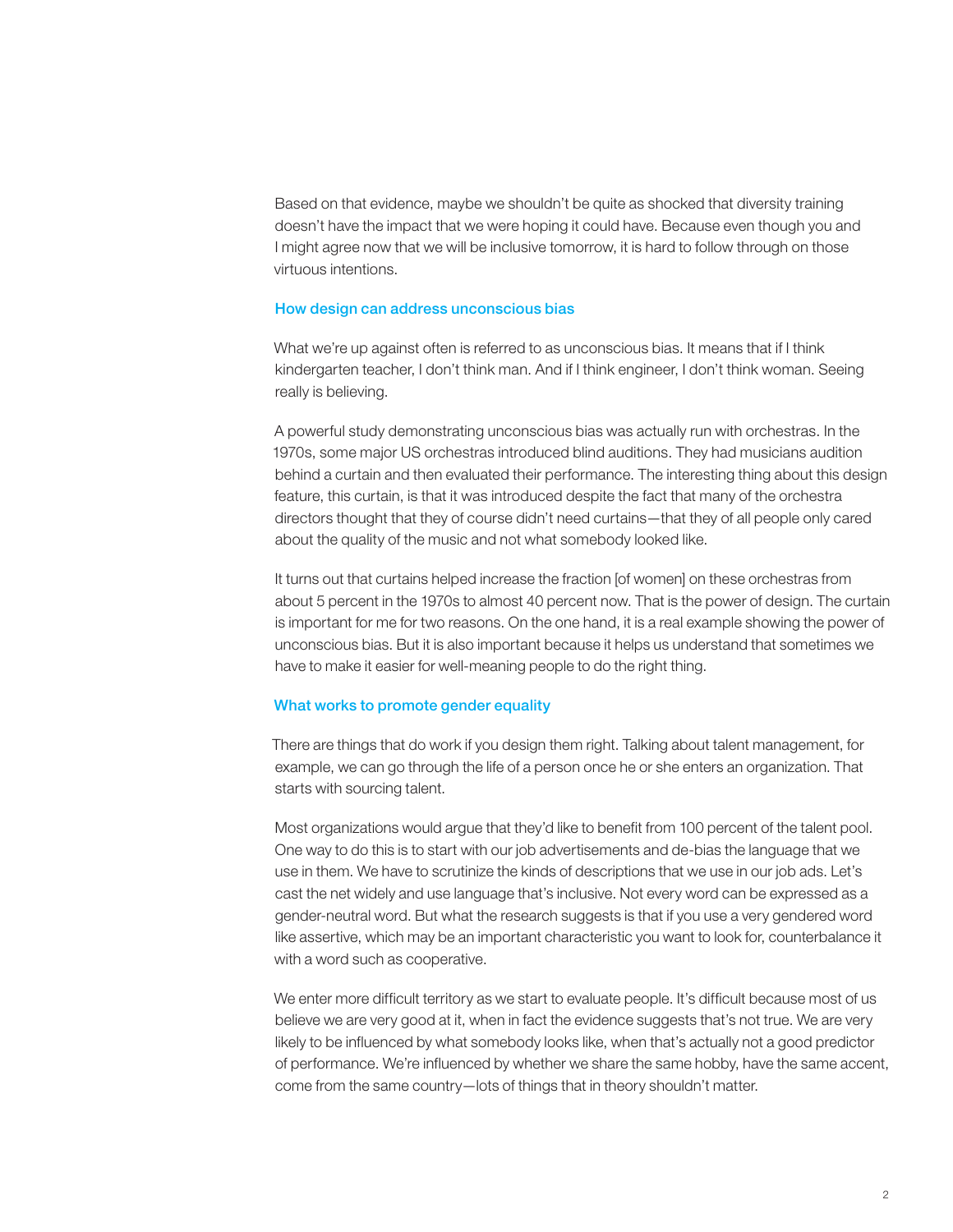Based on that evidence, maybe we shouldn't be quite as shocked that diversity training doesn't have the impact that we were hoping it could have. Because even though you and I might agree now that we will be inclusive tomorrow, it is hard to follow through on those virtuous intentions.

### How design can address unconscious bias

What we're up against often is referred to as unconscious bias. It means that if I think kindergarten teacher, I don't think man. And if I think engineer, I don't think woman. Seeing really is believing.

A powerful study demonstrating unconscious bias was actually run with orchestras. In the 1970s, some major US orchestras introduced blind auditions. They had musicians audition behind a curtain and then evaluated their performance. The interesting thing about this design feature, this curtain, is that it was introduced despite the fact that many of the orchestra directors thought that they of course didn't need curtains—that they of all people only cared about the quality of the music and not what somebody looked like.

It turns out that curtains helped increase the fraction [of women] on these orchestras from about 5 percent in the 1970s to almost 40 percent now. That is the power of design. The curtain is important for me for two reasons. On the one hand, it is a real example showing the power of unconscious bias. But it is also important because it helps us understand that sometimes we have to make it easier for well-meaning people to do the right thing.

### What works to promote gender equality

There are things that do work if you design them right. Talking about talent management, for example, we can go through the life of a person once he or she enters an organization. That starts with sourcing talent.

Most organizations would argue that they'd like to benefit from 100 percent of the talent pool. One way to do this is to start with our job advertisements and de-bias the language that we use in them. We have to scrutinize the kinds of descriptions that we use in our job ads. Let's cast the net widely and use language that's inclusive. Not every word can be expressed as a gender-neutral word. But what the research suggests is that if you use a very gendered word like assertive, which may be an important characteristic you want to look for, counterbalance it with a word such as cooperative.

We enter more difficult territory as we start to evaluate people. It's difficult because most of us believe we are very good at it, when in fact the evidence suggests that's not true. We are very likely to be influenced by what somebody looks like, when that's actually not a good predictor of performance. We're influenced by whether we share the same hobby, have the same accent, come from the same country—lots of things that in theory shouldn't matter.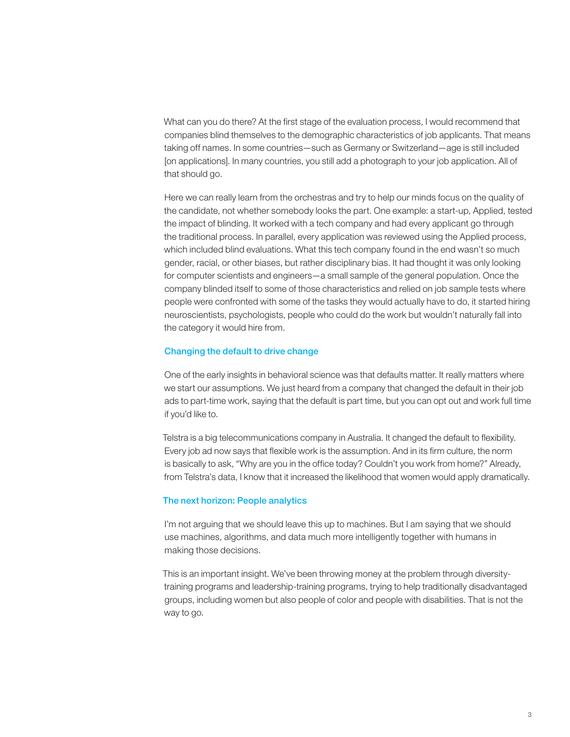What can you do there? At the first stage of the evaluation process, I would recommend that companies blind themselves to the demographic characteristics of job applicants. That means taking off names. In some countries—such as Germany or Switzerland—age is still included [on applications]. In many countries, you still add a photograph to your job application. All of that should go.

Here we can really learn from the orchestras and try to help our minds focus on the quality of the candidate, not whether somebody looks the part. One example: a start-up, Applied, tested the impact of blinding. It worked with a tech company and had every applicant go through the traditional process. In parallel, every application was reviewed using the Applied process, which included blind evaluations. What this tech company found in the end wasn't so much gender, racial, or other biases, but rather disciplinary bias. It had thought it was only looking for computer scientists and engineers—a small sample of the general population. Once the company blinded itself to some of those characteristics and relied on job sample tests where people were confronted with some of the tasks they would actually have to do, it started hiring neuroscientists, psychologists, people who could do the work but wouldn't naturally fall into the category it would hire from.

### Changing the default to drive change

One of the early insights in behavioral science was that defaults matter. It really matters where we start our assumptions. We just heard from a company that changed the default in their job ads to part-time work, saying that the default is part time, but you can opt out and work full time if you'd like to.

Telstra is a big telecommunications company in Australia. It changed the default to flexibility. Every job ad now says that flexible work is the assumption. And in its firm culture, the norm is basically to ask, "Why are you in the office today? Couldn't you work from home?" Already, from Telstra's data, I know that it increased the likelihood that women would apply dramatically.

### The next horizon: People analytics

I'm not arguing that we should leave this up to machines. But I am saying that we should use machines, algorithms, and data much more intelligently together with humans in making those decisions.

This is an important insight. We've been throwing money at the problem through diversity-training programs and leadership-training programs, trying to help traditionally disadvantaged groups, including women but also people of color and people with disabilities. That is not the way to go.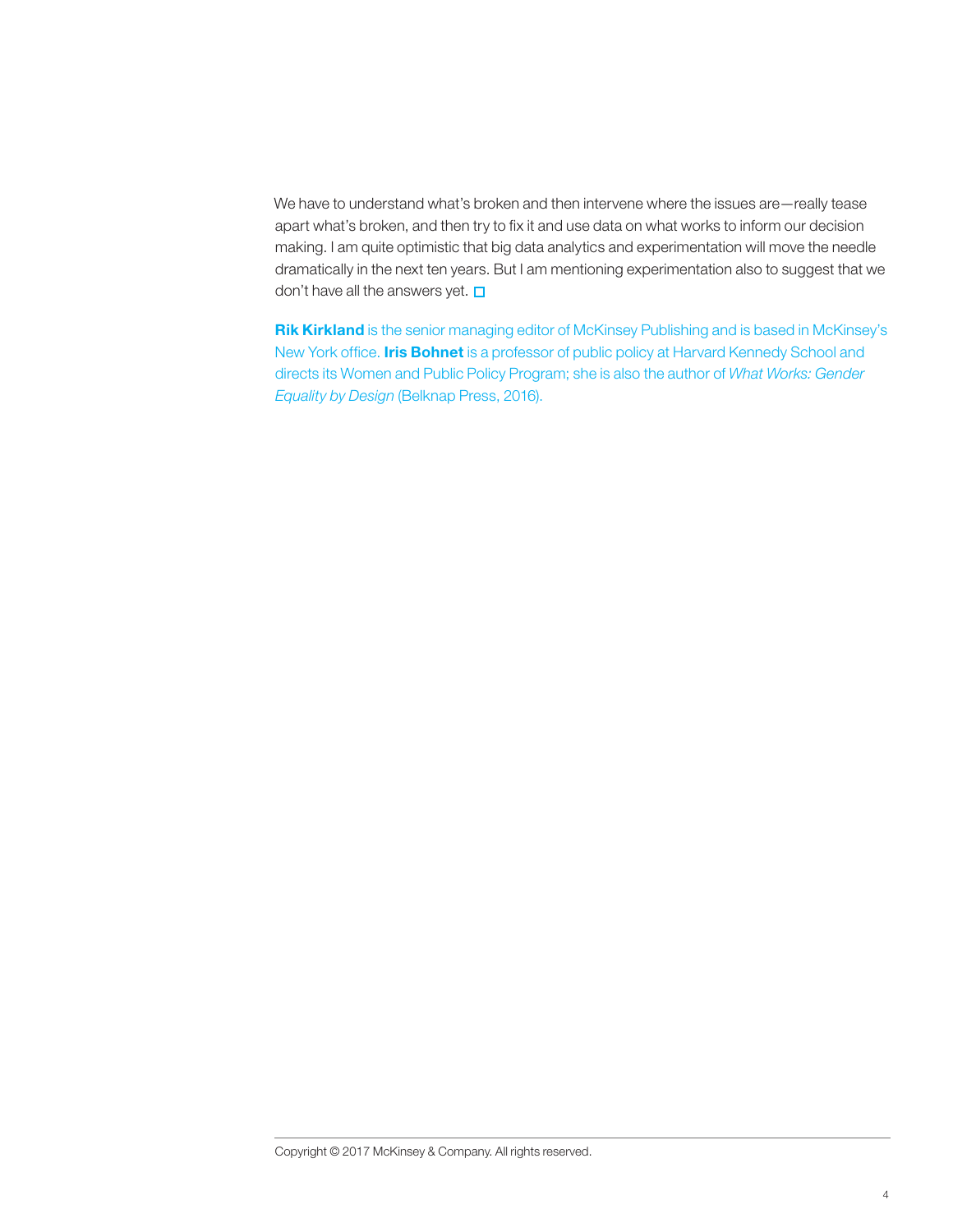We have to understand what's broken and then intervene where the issues are—really tease apart what's broken, and then try to fix it and use data on what works to inform our decision making. I am quite optimistic that big data analytics and experimentation will move the needle dramatically in the next ten years. But I am mentioning experimentation also to suggest that we don't have all the answers yet. □

**Rik Kirkland** is the senior managing editor of McKinsey Publishing and is based in McKinsey's New York office. **Iris Bohnet** is a professor of public policy at Harvard Kennedy School and directs its Women and Public Policy Program; she is also the author of *What Works: Gender Equality by Design* (Belknap Press, 2016).

Copyright © 2017 McKinsey & Company. All rights reserved.